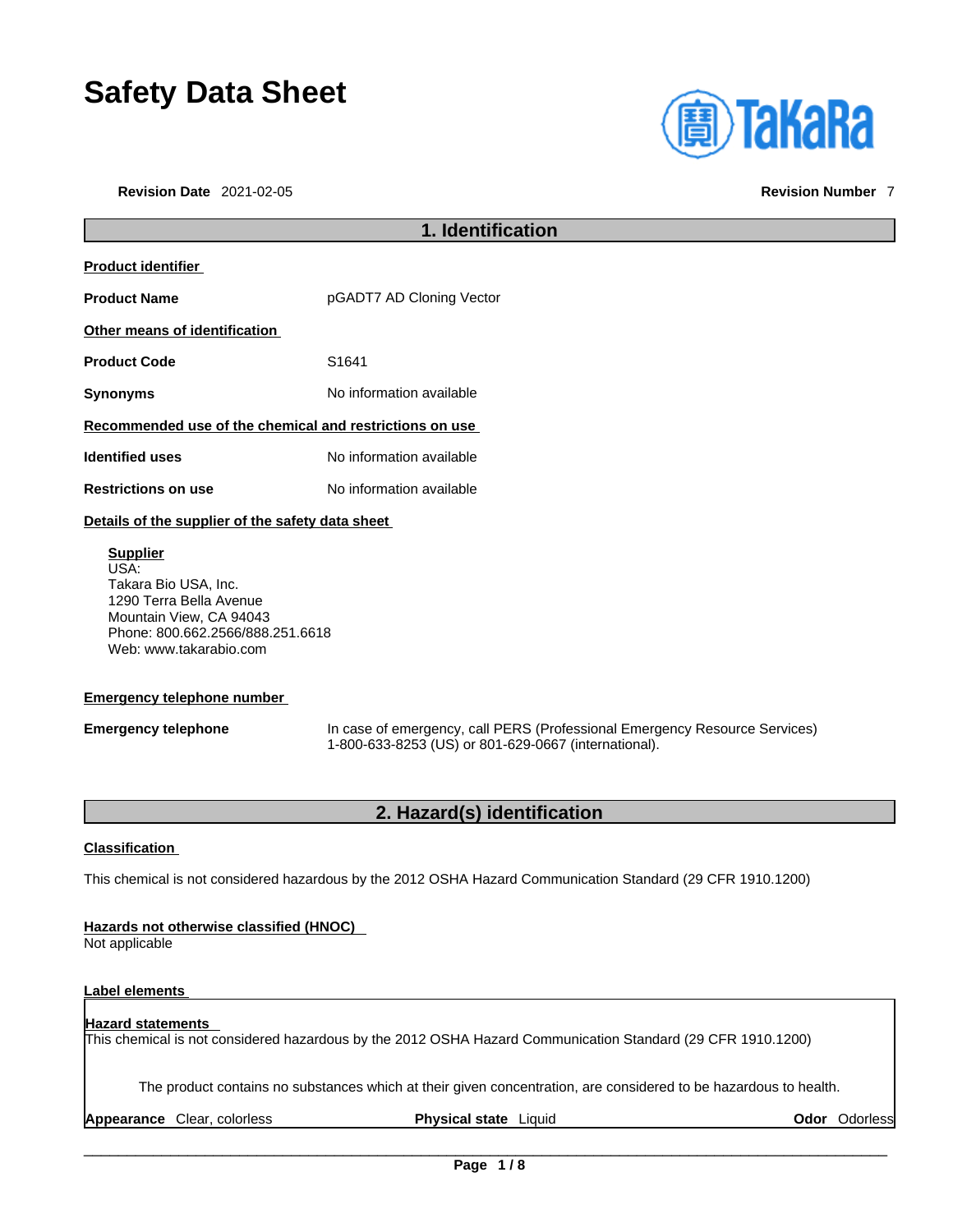# Safety Data Sheet

**Revision Date** 2021-02-05 **Revision Number** 7

## 1. Identification

**Product identifier**

**Product Name** pGADT7 AD Cloning Vector

**Other means of identification**

**Product Code** S1641

**Synonyms** No information available

**Recommended use of the chemical and restrictions on use**

**Identified uses** No information available

**Restrictions on use** No information available

**Details of the supplier of the safety data sheet**

**Supplier**
USA:
Takara Bio USA, Inc.
1290 Terra Bella Avenue
Mountain View, CA 94043
Phone: 800.662.2566/888.251.6618
Web: www.takarabio.com

**Emergency telephone number**

**Emergency telephone** In case of emergency, call PERS (Professional Emergency Resource Services) 1-800-633-8253 (US) or 801-629-0667 (international).

## 2. Hazard(s) identification

**Classification**

This chemical is not considered hazardous by the 2012 OSHA Hazard Communication Standard (29 CFR 1910.1200)

**Hazards not otherwise classified (HNOC)**
Not applicable

**Label elements**

**Hazard statements**
This chemical is not considered hazardous by the 2012 OSHA Hazard Communication Standard (29 CFR 1910.1200)

The product contains no substances which at their given concentration, are considered to be hazardous to health.

**Appearance** Clear, colorless **Physical state** Liquid **Odor** Odorless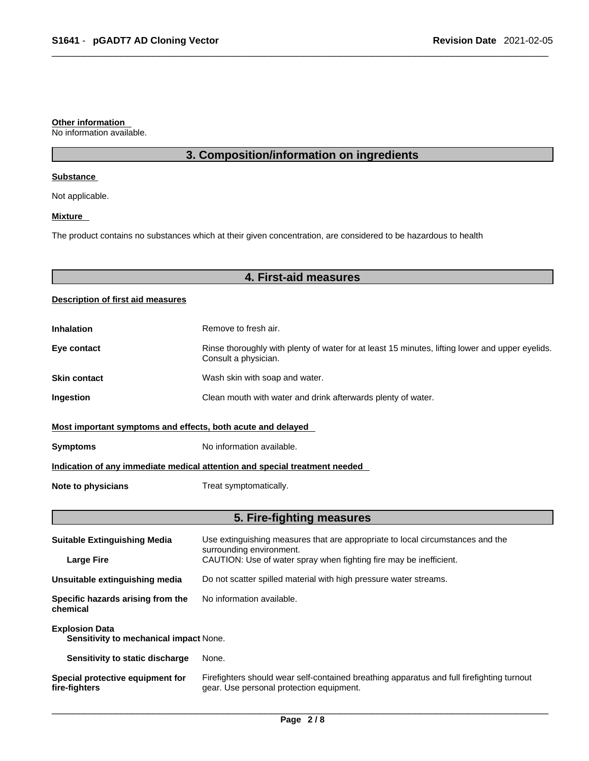**Other information**

No information available.

## 3. Composition/information on ingredients

**Substance**

Not applicable.

**Mixture**

The product contains no substances which at their given concentration, are considered to be hazardous to health

## 4. First-aid measures

**Description of first aid measures**

| | |
|---|---|
| **Inhalation** | Remove to fresh air. |
| **Eye contact** | Rinse thoroughly with plenty of water for at least 15 minutes, lifting lower and upper eyelids. Consult a physician. |
| **Skin contact** | Wash skin with soap and water. |
| **Ingestion** | Clean mouth with water and drink afterwards plenty of water. |

**Most important symptoms and effects, both acute and delayed**

| | |
|---|---|
| **Symptoms** | No information available. |

**Indication of any immediate medical attention and special treatment needed**

| | |
|---|---|
| **Note to physicians** | Treat symptomatically. |

## 5. Fire-fighting measures

| | |
|---|---|
| **Suitable Extinguishing Media** | Use extinguishing measures that are appropriate to local circumstances and the surrounding environment. |
| **Large Fire** | CAUTION: Use of water spray when fighting fire may be inefficient. |
| **Unsuitable extinguishing media** | Do not scatter spilled material with high pressure water streams. |
| **Specific hazards arising from the chemical** | No information available. |
| **Explosion Data** | |
| **Sensitivity to mechanical impact** | None. |
| **Sensitivity to static discharge** | None. |
| **Special protective equipment for fire-fighters** | Firefighters should wear self-contained breathing apparatus and full firefighting turnout gear. Use personal protection equipment. |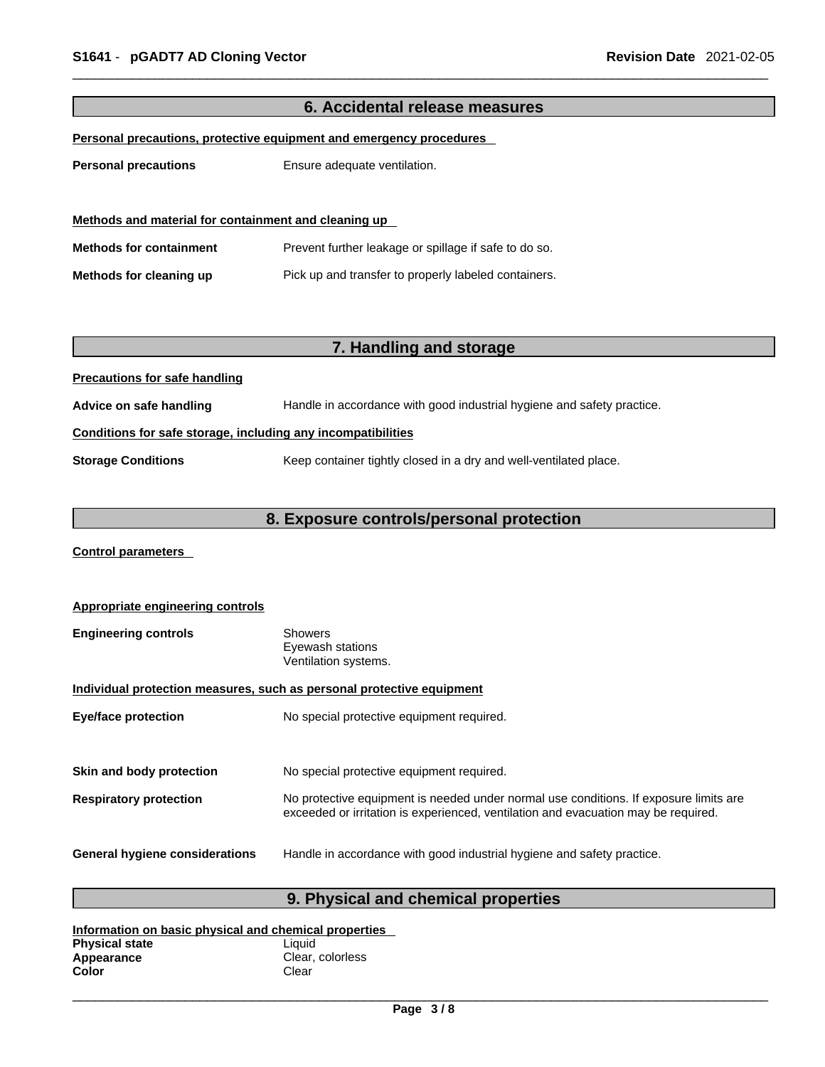## 6. Accidental release measures

**Personal precautions, protective equipment and emergency procedures**

| | |
|---|---|
| **Personal precautions** | Ensure adequate ventilation. |

**Methods and material for containment and cleaning up**

| | |
|---|---|
| **Methods for containment** | Prevent further leakage or spillage if safe to do so. |
| **Methods for cleaning up** | Pick up and transfer to properly labeled containers. |

## 7. Handling and storage

**Precautions for safe handling**

| | |
|---|---|
| **Advice on safe handling** | Handle in accordance with good industrial hygiene and safety practice. |

**Conditions for safe storage, including any incompatibilities**

| | |
|---|---|
| **Storage Conditions** | Keep container tightly closed in a dry and well-ventilated place. |

## 8. Exposure controls/personal protection

**Control parameters**

**Appropriate engineering controls**

| | |
|---|---|
| **Engineering controls** | Showers<br>Eyewash stations<br>Ventilation systems. |

**Individual protection measures, such as personal protective equipment**

| | |
|---|---|
| **Eye/face protection** | No special protective equipment required. |
| **Skin and body protection** | No special protective equipment required. |
| **Respiratory protection** | No protective equipment is needed under normal use conditions. If exposure limits are exceeded or irritation is experienced, ventilation and evacuation may be required. |
| **General hygiene considerations** | Handle in accordance with good industrial hygiene and safety practice. |

## 9. Physical and chemical properties

**Information on basic physical and chemical properties**

| | |
|---|---|
| **Physical state** | Liquid |
| **Appearance** | Clear, colorless |
| **Color** | Clear |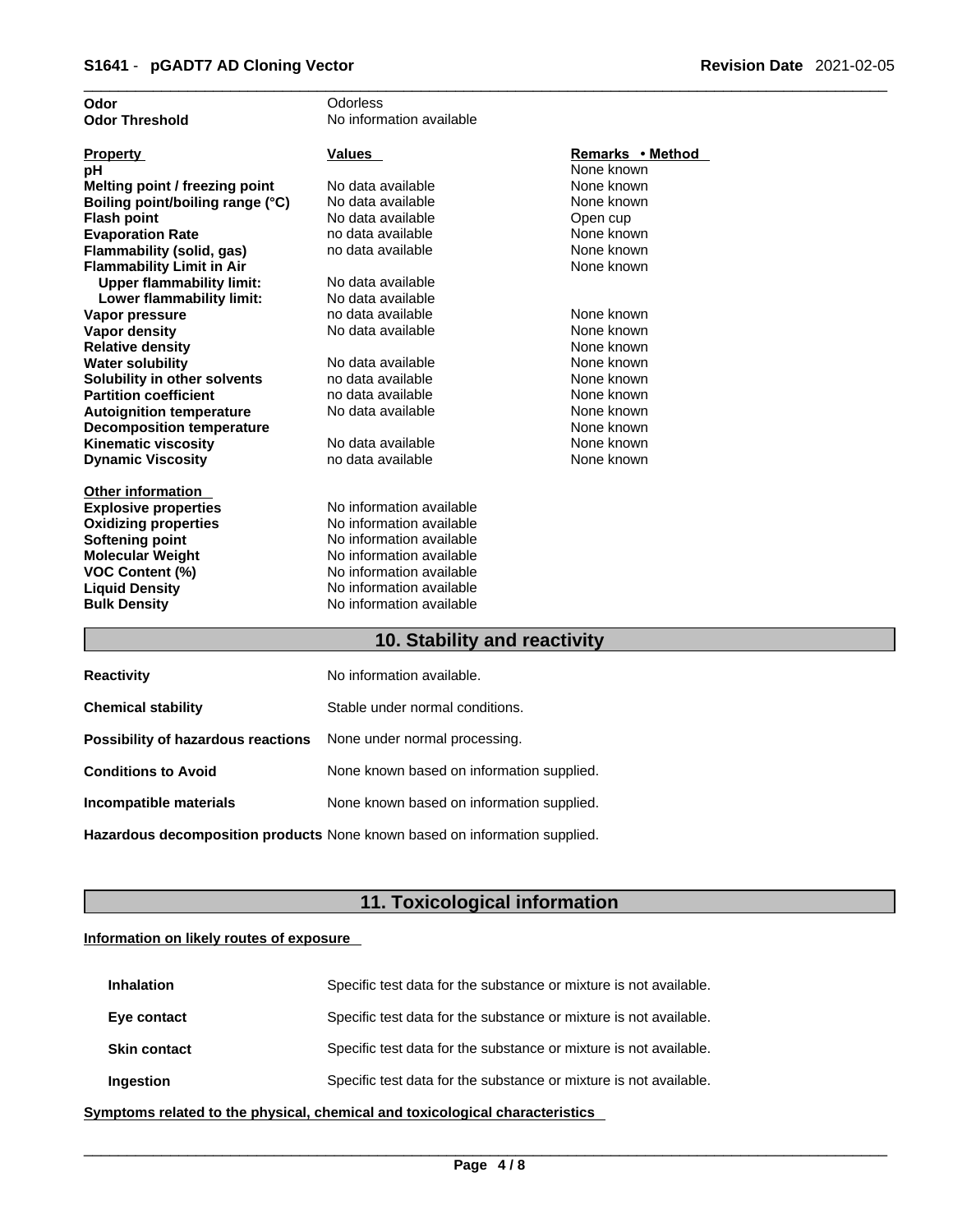| | |
|---|---|
| **Odor** | Odorless |
| **Odor Threshold** | No information available |

| Property | Values | Remarks • Method |
|---|---|---|
| **pH** | | None known |
| **Melting point / freezing point** | No data available | None known |
| **Boiling point/boiling range (°C)** | No data available | None known |
| **Flash point** | No data available | Open cup |
| **Evaporation Rate** | no data available | None known |
| **Flammability (solid, gas)** | no data available | None known |
| **Flammability Limit in Air** | | None known |
| **Upper flammability limit:** | No data available | |
| **Lower flammability limit:** | No data available | |
| **Vapor pressure** | no data available | None known |
| **Vapor density** | No data available | None known |
| **Relative density** | | None known |
| **Water solubility** | No data available | None known |
| **Solubility in other solvents** | no data available | None known |
| **Partition coefficient** | no data available | None known |
| **Autoignition temperature** | No data available | None known |
| **Decomposition temperature** | | None known |
| **Kinematic viscosity** | No data available | None known |
| **Dynamic Viscosity** | no data available | None known |

| Other information | |
|---|---|
| **Explosive properties** | No information available |
| **Oxidizing properties** | No information available |
| **Softening point** | No information available |
| **Molecular Weight** | No information available |
| **VOC Content (%)** | No information available |
| **Liquid Density** | No information available |
| **Bulk Density** | No information available |

## 10. Stability and reactivity

| | |
|---|---|
| **Reactivity** | No information available. |
| **Chemical stability** | Stable under normal conditions. |
| **Possibility of hazardous reactions** | None under normal processing. |
| **Conditions to Avoid** | None known based on information supplied. |
| **Incompatible materials** | None known based on information supplied. |
| **Hazardous decomposition products** | None known based on information supplied. |

## 11. Toxicological information

**Information on likely routes of exposure**

| | |
|---|---|
| **Inhalation** | Specific test data for the substance or mixture is not available. |
| **Eye contact** | Specific test data for the substance or mixture is not available. |
| **Skin contact** | Specific test data for the substance or mixture is not available. |
| **Ingestion** | Specific test data for the substance or mixture is not available. |

**Symptoms related to the physical, chemical and toxicological characteristics**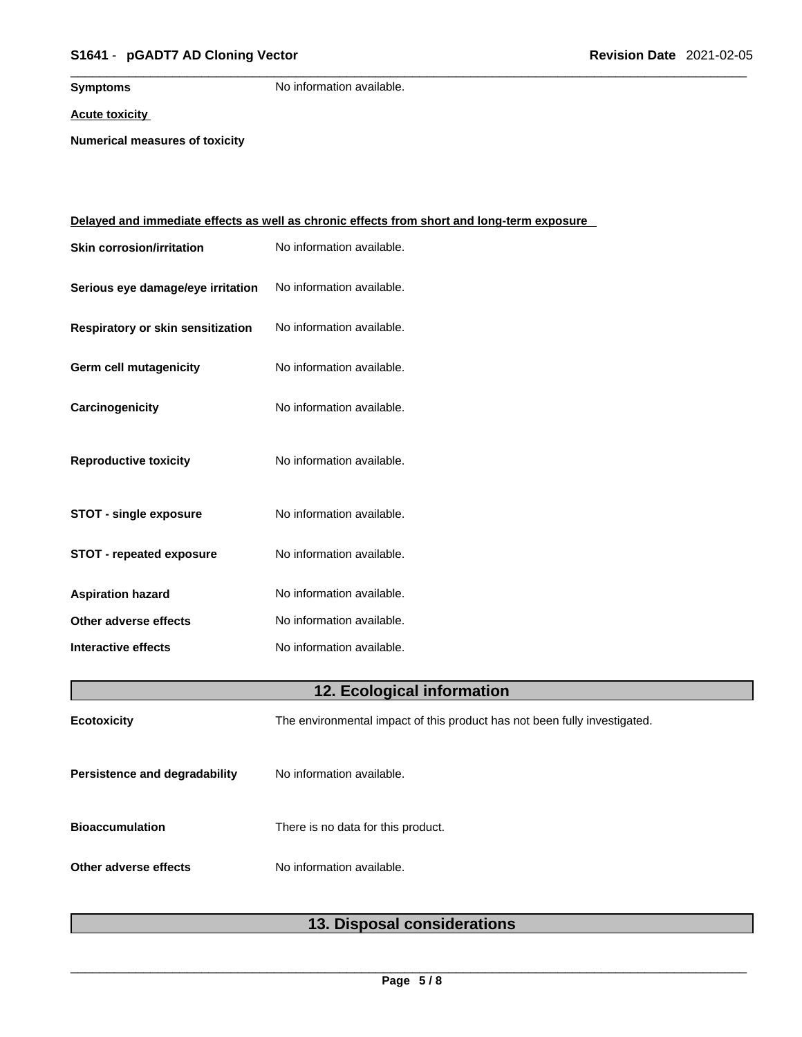**Symptoms** No information available.

**Acute toxicity**

**Numerical measures of toxicity**

**Delayed and immediate effects as well as chronic effects from short and long-term exposure**

| | |
|---|---|
| **Skin corrosion/irritation** | No information available. |
| **Serious eye damage/eye irritation** | No information available. |
| **Respiratory or skin sensitization** | No information available. |
| **Germ cell mutagenicity** | No information available. |
| **Carcinogenicity** | No information available. |
| **Reproductive toxicity** | No information available. |
| **STOT - single exposure** | No information available. |
| **STOT - repeated exposure** | No information available. |
| **Aspiration hazard** | No information available. |
| **Other adverse effects** | No information available. |
| **Interactive effects** | No information available. |

## 12. Ecological information

| | |
|---|---|
| **Ecotoxicity** | The environmental impact of this product has not been fully investigated. |
| **Persistence and degradability** | No information available. |
| **Bioaccumulation** | There is no data for this product. |
| **Other adverse effects** | No information available. |

## 13. Disposal considerations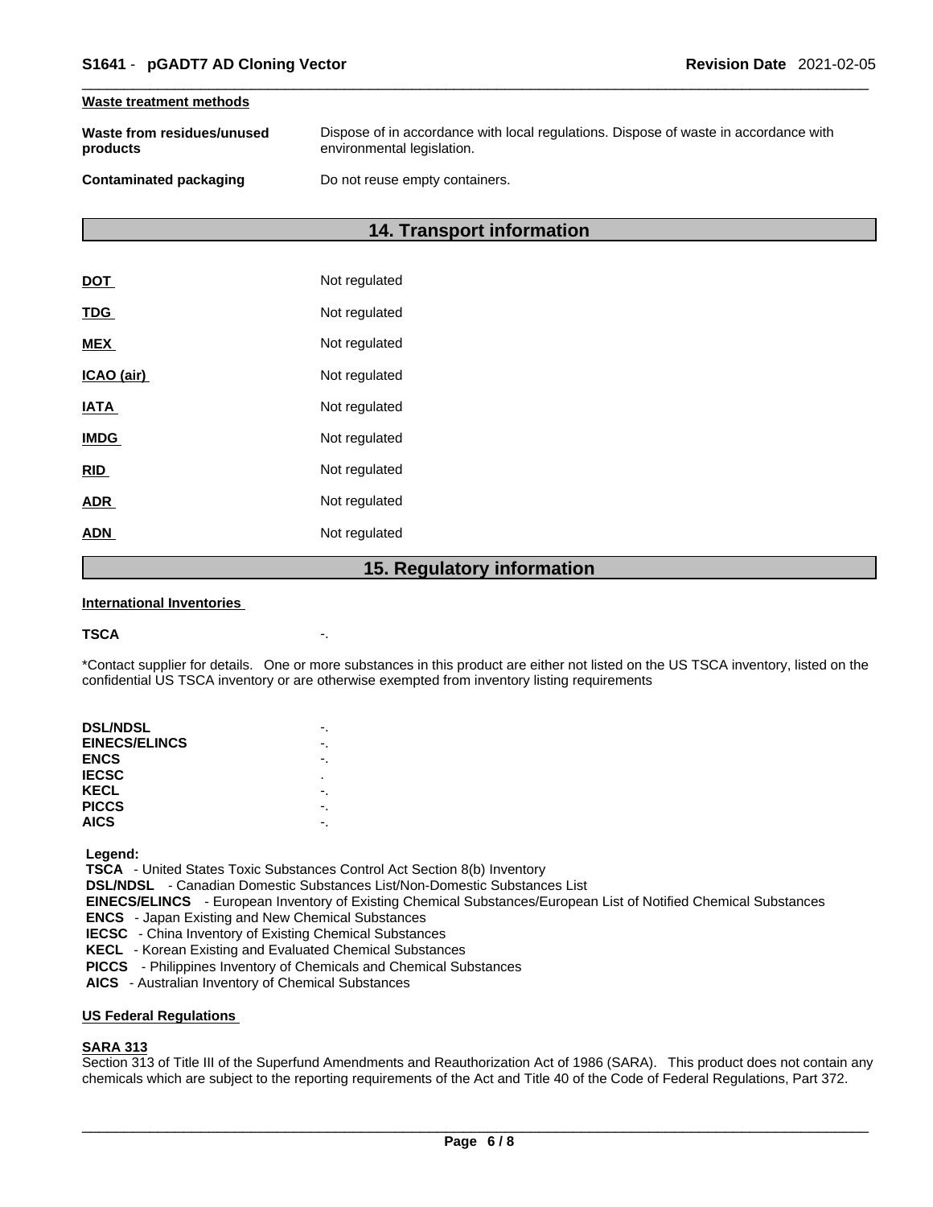**Waste treatment methods**

| | |
|---|---|
| **Waste from residues/unused products** | Dispose of in accordance with local regulations. Dispose of waste in accordance with environmental legislation. |
| **Contaminated packaging** | Do not reuse empty containers. |

## 14. Transport information

| | |
|---|---|
| **DOT** | Not regulated |
| **TDG** | Not regulated |
| **MEX** | Not regulated |
| **ICAO (air)** | Not regulated |
| **IATA** | Not regulated |
| **IMDG** | Not regulated |
| **RID** | Not regulated |
| **ADR** | Not regulated |
| **ADN** | Not regulated |

## 15. Regulatory information

**International Inventories**

**TSCA** -.

*Contact supplier for details. One or more substances in this product are either not listed on the US TSCA inventory, listed on the confidential US TSCA inventory or are otherwise exempted from inventory listing requirements

| | |
|---|---|
| **DSL/NDSL** | -. |
| **EINECS/ELINCS** | -. |
| **ENCS** | -. |
| **IECSC** | . |
| **KECL** | -. |
| **PICCS** | -. |
| **AICS** | -. |

**Legend:**
**TSCA** - United States Toxic Substances Control Act Section 8(b) Inventory
**DSL/NDSL** - Canadian Domestic Substances List/Non-Domestic Substances List
**EINECS/ELINCS** - European Inventory of Existing Chemical Substances/European List of Notified Chemical Substances
**ENCS** - Japan Existing and New Chemical Substances
**IECSC** - China Inventory of Existing Chemical Substances
**KECL** - Korean Existing and Evaluated Chemical Substances
**PICCS** - Philippines Inventory of Chemicals and Chemical Substances
**AICS** - Australian Inventory of Chemical Substances

**US Federal Regulations**

**SARA 313**
Section 313 of Title III of the Superfund Amendments and Reauthorization Act of 1986 (SARA). This product does not contain any chemicals which are subject to the reporting requirements of the Act and Title 40 of the Code of Federal Regulations, Part 372.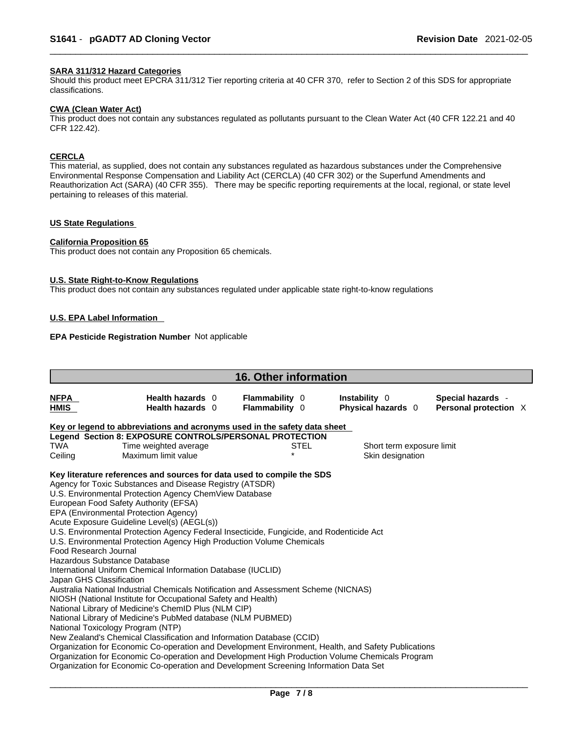**SARA 311/312 Hazard Categories**

Should this product meet EPCRA 311/312 Tier reporting criteria at 40 CFR 370, refer to Section 2 of this SDS for appropriate classifications.

**CWA (Clean Water Act)**

This product does not contain any substances regulated as pollutants pursuant to the Clean Water Act (40 CFR 122.21 and 40 CFR 122.42).

**CERCLA**

This material, as supplied, does not contain any substances regulated as hazardous substances under the Comprehensive Environmental Response Compensation and Liability Act (CERCLA) (40 CFR 302) or the Superfund Amendments and Reauthorization Act (SARA) (40 CFR 355). There may be specific reporting requirements at the local, regional, or state level pertaining to releases of this material.

**US State Regulations**

**California Proposition 65**

This product does not contain any Proposition 65 chemicals.

**U.S. State Right-to-Know Regulations**

This product does not contain any substances regulated under applicable state right-to-know regulations

**U.S. EPA Label Information**

**EPA Pesticide Registration Number** Not applicable

## 16. Other information

| | | | | |
|---|---|---|---|---|
| **NFPA** | **Health hazards** 0 | **Flammability** 0 | **Instability** 0 | **Special hazards** - |
| **HMIS** | **Health hazards** 0 | **Flammability** 0 | **Physical hazards** 0 | **Personal protection** X |

**Key or legend to abbreviations and acronyms used in the safety data sheet**

**Legend Section 8: EXPOSURE CONTROLS/PERSONAL PROTECTION**

| | | | |
|---|---|---|---|
| TWA | Time weighted average | STEL | Short term exposure limit |
| Ceiling | Maximum limit value | * | Skin designation |

**Key literature references and sources for data used to compile the SDS**

Agency for Toxic Substances and Disease Registry (ATSDR)
U.S. Environmental Protection Agency ChemView Database
European Food Safety Authority (EFSA)
EPA (Environmental Protection Agency)
Acute Exposure Guideline Level(s) (AEGL(s))
U.S. Environmental Protection Agency Federal Insecticide, Fungicide, and Rodenticide Act
U.S. Environmental Protection Agency High Production Volume Chemicals
Food Research Journal
Hazardous Substance Database
International Uniform Chemical Information Database (IUCLID)
Japan GHS Classification
Australia National Industrial Chemicals Notification and Assessment Scheme (NICNAS)
NIOSH (National Institute for Occupational Safety and Health)
National Library of Medicine's ChemID Plus (NLM CIP)
National Library of Medicine's PubMed database (NLM PUBMED)
National Toxicology Program (NTP)
New Zealand's Chemical Classification and Information Database (CCID)
Organization for Economic Co-operation and Development Environment, Health, and Safety Publications
Organization for Economic Co-operation and Development High Production Volume Chemicals Program
Organization for Economic Co-operation and Development Screening Information Data Set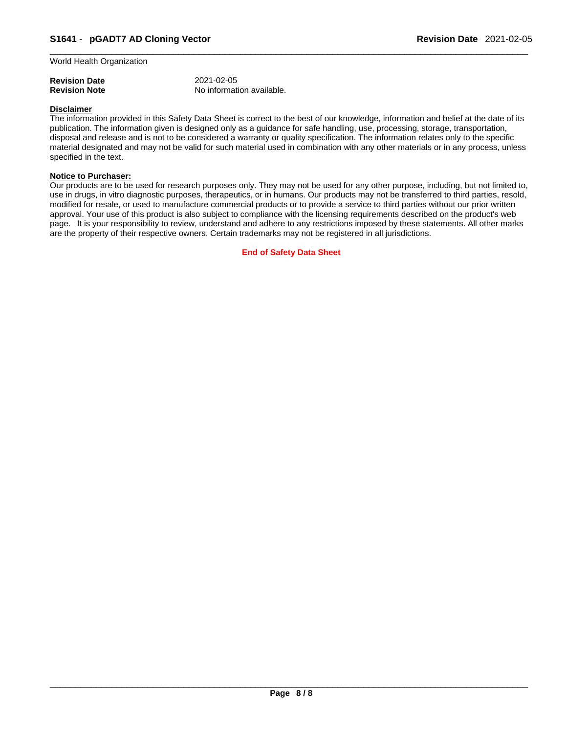World Health Organization

**Revision Date** 2021-02-05
**Revision Note** No information available.

**Disclaimer**
The information provided in this Safety Data Sheet is correct to the best of our knowledge, information and belief at the date of its publication. The information given is designed only as a guidance for safe handling, use, processing, storage, transportation, disposal and release and is not to be considered a warranty or quality specification. The information relates only to the specific material designated and may not be valid for such material used in combination with any other materials or in any process, unless specified in the text.

**Notice to Purchaser:**
Our products are to be used for research purposes only. They may not be used for any other purpose, including, but not limited to, use in drugs, in vitro diagnostic purposes, therapeutics, or in humans. Our products may not be transferred to third parties, resold, modified for resale, or used to manufacture commercial products or to provide a service to third parties without our prior written approval. Your use of this product is also subject to compliance with the licensing requirements described on the product's web page. It is your responsibility to review, understand and adhere to any restrictions imposed by these statements. All other marks are the property of their respective owners. Certain trademarks may not be registered in all jurisdictions.

**End of Safety Data Sheet**